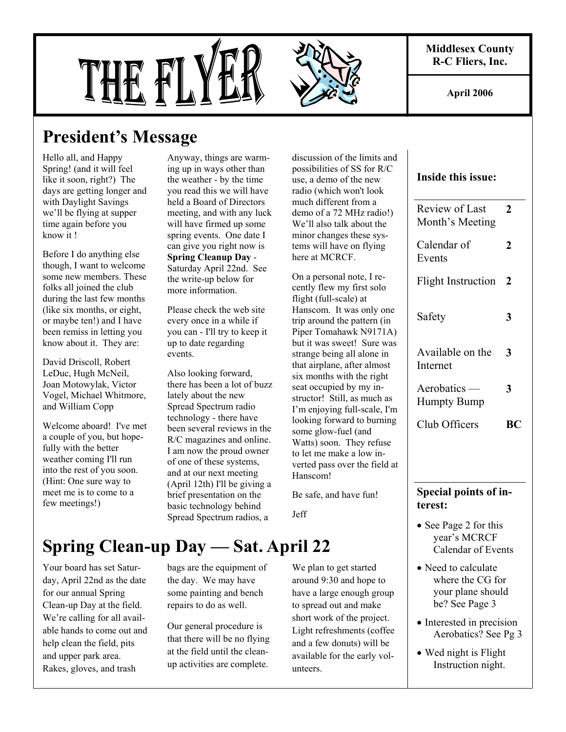# THE FLYER

**Middlesex County R-C Fliers, Inc.**

**April 2006**

## President's Message

Hello all, and Happy Spring! (and it will feel like it soon, right?) The days are getting longer and with Daylight Savings we'll be flying at supper time again before you know it !

Before I do anything else though, I want to welcome some new members. These folks all joined the club during the last few months (like six months, or eight, or maybe ten!) and I have been remiss in letting you know about it. They are:

David Driscoll, Robert LeDuc, Hugh McNeil, Joan Motowylak, Victor Vogel, Michael Whitmore, and William Copp

Welcome aboard! I've met a couple of you, but hopefully with the better weather coming I'll run into the rest of you soon. (Hint: One sure way to meet me is to come to a few meetings!)

Anyway, things are warming up in ways other than the weather - by the time you read this we will have held a Board of Directors meeting, and with any luck will have firmed up some spring events. One date I can give you right now is **Spring Cleanup Day** - Saturday April 22nd. See the write-up below for more information.

Please check the web site every once in a while if you can - I'll try to keep it up to date regarding events.

Also looking forward, there has been a lot of buzz lately about the new Spread Spectrum radio technology - there have been several reviews in the R/C magazines and online. I am now the proud owner of one of these systems, and at our next meeting (April 12th) I'll be giving a brief presentation on the basic technology behind Spread Spectrum radios, a discussion of the limits and possibilities of SS for R/C use, a demo of the new radio (which won't look much different from a demo of a 72 MHz radio!) We'll also talk about the minor changes these systems will have on flying here at MCRCF.

On a personal note, I recently flew my first solo flight (full-scale) at Hanscom. It was only one trip around the pattern (in Piper Tomahawk N9171A) but it was sweet! Sure was strange being all alone in that airplane, after almost six months with the right seat occupied by my instructor! Still, as much as I'm enjoying full-scale, I'm looking forward to burning some glow-fuel (and Watts) soon. They refuse to let me make a low inverted pass over the field at Hanscom!

Be safe, and have fun!

Jeff

## Spring Clean-up Day — Sat. April 22

Your board has set Saturday, April 22nd as the date for our annual Spring Clean-up Day at the field. We're calling for all available hands to come out and help clean the field, pits and upper park area. Rakes, gloves, and trash bags are the equipment of the day. We may have some painting and bench repairs to do as well.

Our general procedure is that there will be no flying at the field until the clean-up activities are complete.

We plan to get started around 9:30 and hope to have a large enough group to spread out and make short work of the project. Light refreshments (coffee and a few donuts) will be available for the early volunteers.

**Inside this issue:**

| | |
|---|---|
| Review of Last Month's Meeting | 2 |
| Calendar of Events | 2 |
| Flight Instruction | 2 |
| Safety | 3 |
| Available on the Internet | 3 |
| Aerobatics — Humpty Bump | 3 |
| Club Officers | BC |

**Special points of interest:**

- See Page 2 for this year's MCRCF Calendar of Events
- Need to calculate where the CG for your plane should be? See Page 3
- Interested in precision Aerobatics? See Pg 3
- Wed night is Flight Instruction night.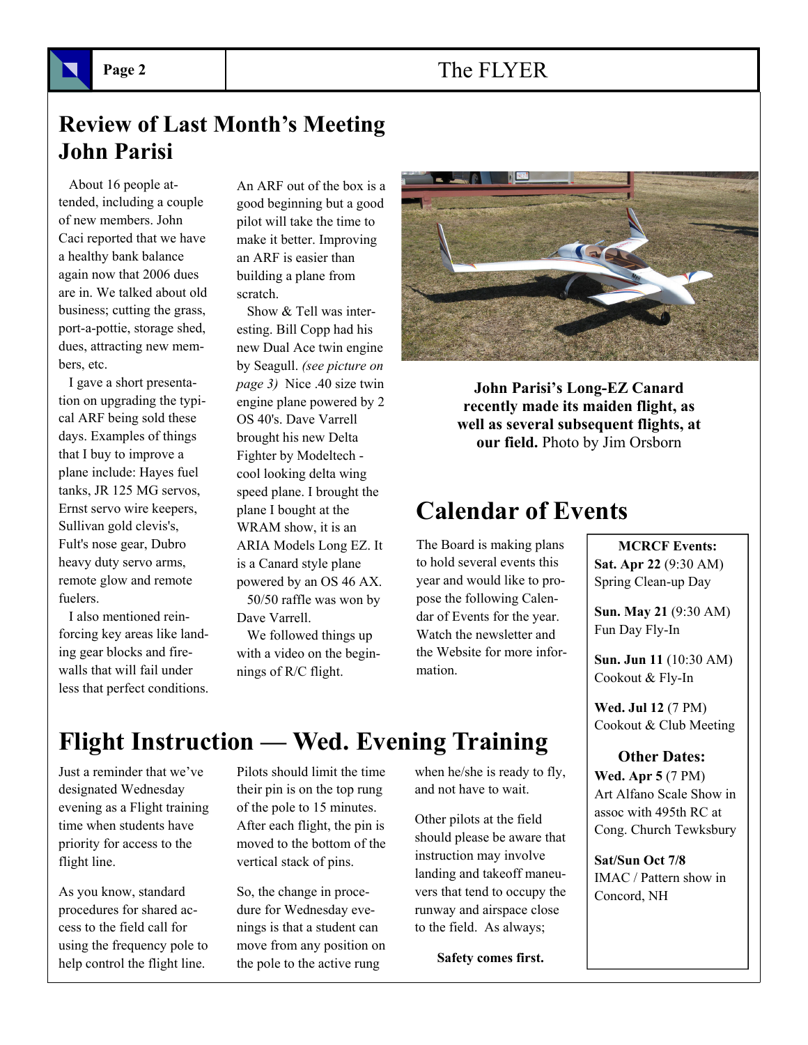## Review of Last Month's Meeting John Parisi

About 16 people attended, including a couple of new members. John Caci reported that we have a healthy bank balance again now that 2006 dues are in. We talked about old business; cutting the grass, port-a-pottie, storage shed, dues, attracting new members, etc.

I gave a short presentation on upgrading the typical ARF being sold these days. Examples of things that I buy to improve a plane include: Hayes fuel tanks, JR 125 MG servos, Ernst servo wire keepers, Sullivan gold clevis's, Fult's nose gear, Dubro heavy duty servo arms, remote glow and remote fuelers.

I also mentioned reinforcing key areas like landing gear blocks and firewalls that will fail under less that perfect conditions.

An ARF out of the box is a good beginning but a good pilot will take the time to make it better. Improving an ARF is easier than building a plane from scratch.

Show & Tell was interesting. Bill Copp had his new Dual Ace twin engine by Seagull. *(see picture on page 3)* Nice .40 size twin engine plane powered by 2 OS 40's. Dave Varrell brought his new Delta Fighter by Modeltech - cool looking delta wing speed plane. I brought the plane I bought at the WRAM show, it is an ARIA Models Long EZ. It is a Canard style plane powered by an OS 46 AX.

50/50 raffle was won by Dave Varrell.

We followed things up with a video on the beginnings of R/C flight.

**John Parisi's Long-EZ Canard recently made its maiden flight, as well as several subsequent flights, at our field.** Photo by Jim Orsborn

## Calendar of Events

The Board is making plans to hold several events this year and would like to propose the following Calendar of Events for the year. Watch the newsletter and the Website for more information.

**MCRCF Events:**

**Sat. Apr 22** (9:30 AM)
Spring Clean-up Day

**Sun. May 21** (9:30 AM)
Fun Day Fly-In

**Sun. Jun 11** (10:30 AM)
Cookout & Fly-In

**Wed. Jul 12** (7 PM)
Cookout & Club Meeting

**Other Dates:**

**Wed. Apr 5** (7 PM)
Art Alfano Scale Show in assoc with 495th RC at Cong. Church Tewksbury

**Sat/Sun Oct 7/8**
IMAC / Pattern show in Concord, NH

## Flight Instruction — Wed. Evening Training

Just a reminder that we've designated Wednesday evening as a Flight training time when students have priority for access to the flight line.

As you know, standard procedures for shared access to the field call for using the frequency pole to help control the flight line.

Pilots should limit the time their pin is on the top rung of the pole to 15 minutes. After each flight, the pin is moved to the bottom of the vertical stack of pins.

So, the change in procedure for Wednesday evenings is that a student can move from any position on the pole to the active rung when he/she is ready to fly, and not have to wait.

Other pilots at the field should please be aware that instruction may involve landing and takeoff maneuvers that tend to occupy the runway and airspace close to the field. As always;

**Safety comes first.**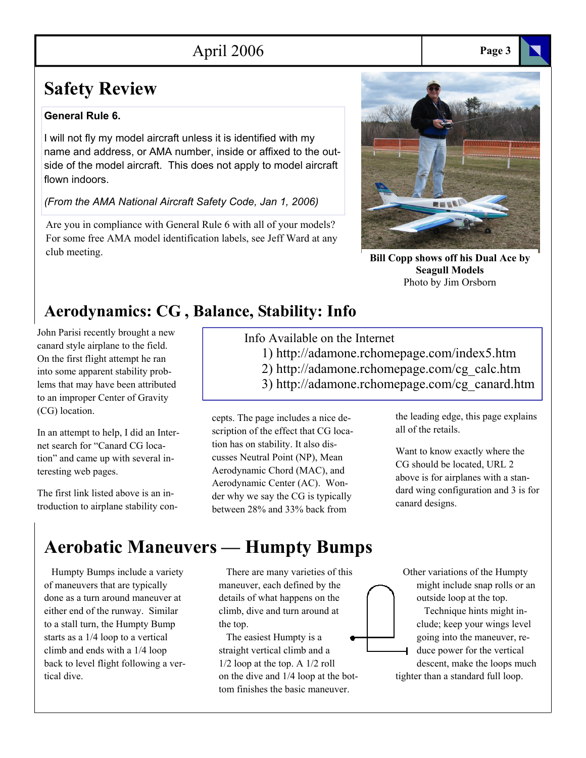# Safety Review

**General Rule 6.**

I will not fly my model aircraft unless it is identified with my name and address, or AMA number, inside or affixed to the outside of the model aircraft. This does not apply to model aircraft flown indoors.

*(From the AMA National Aircraft Safety Code, Jan 1, 2006)*

Are you in compliance with General Rule 6 with all of your models? For some free AMA model identification labels, see Jeff Ward at any club meeting.

**Bill Copp shows off his Dual Ace by Seagull Models**
Photo by Jim Orsborn

# Aerodynamics: CG , Balance, Stability: Info

Info Available on the Internet

1) http://adamone.rchomepage.com/index5.htm
2) http://adamone.rchomepage.com/cg_calc.htm
3) http://adamone.rchomepage.com/cg_canard.htm

John Parisi recently brought a new canard style airplane to the field. On the first flight attempt he ran into some apparent stability problems that may have been attributed to an improper Center of Gravity (CG) location.

In an attempt to help, I did an Internet search for "Canard CG location" and came up with several interesting web pages.

The first link listed above is an introduction to airplane stability concepts. The page includes a nice description of the effect that CG location has on stability. It also discusses Neutral Point (NP), Mean Aerodynamic Chord (MAC), and Aerodynamic Center (AC). Wonder why we say the CG is typically between 28% and 33% back from the leading edge, this page explains all of the retails.

Want to know exactly where the CG should be located, URL 2 above is for airplanes with a standard wing configuration and 3 is for canard designs.

# Aerobatic Maneuvers — Humpty Bumps

Humpty Bumps include a variety of maneuvers that are typically done as a turn around maneuver at either end of the runway. Similar to a stall turn, the Humpty Bump starts as a 1/4 loop to a vertical climb and ends with a 1/4 loop back to level flight following a vertical dive.

There are many varieties of this maneuver, each defined by the details of what happens on the climb, dive and turn around at the top.

The easiest Humpty is a straight vertical climb and a 1/2 loop at the top. A 1/2 roll on the dive and 1/4 loop at the bottom finishes the basic maneuver.

Other variations of the Humpty might include snap rolls or an outside loop at the top.

Technique hints might include; keep your wings level going into the maneuver, reduce power for the vertical descent, make the loops much tighter than a standard full loop.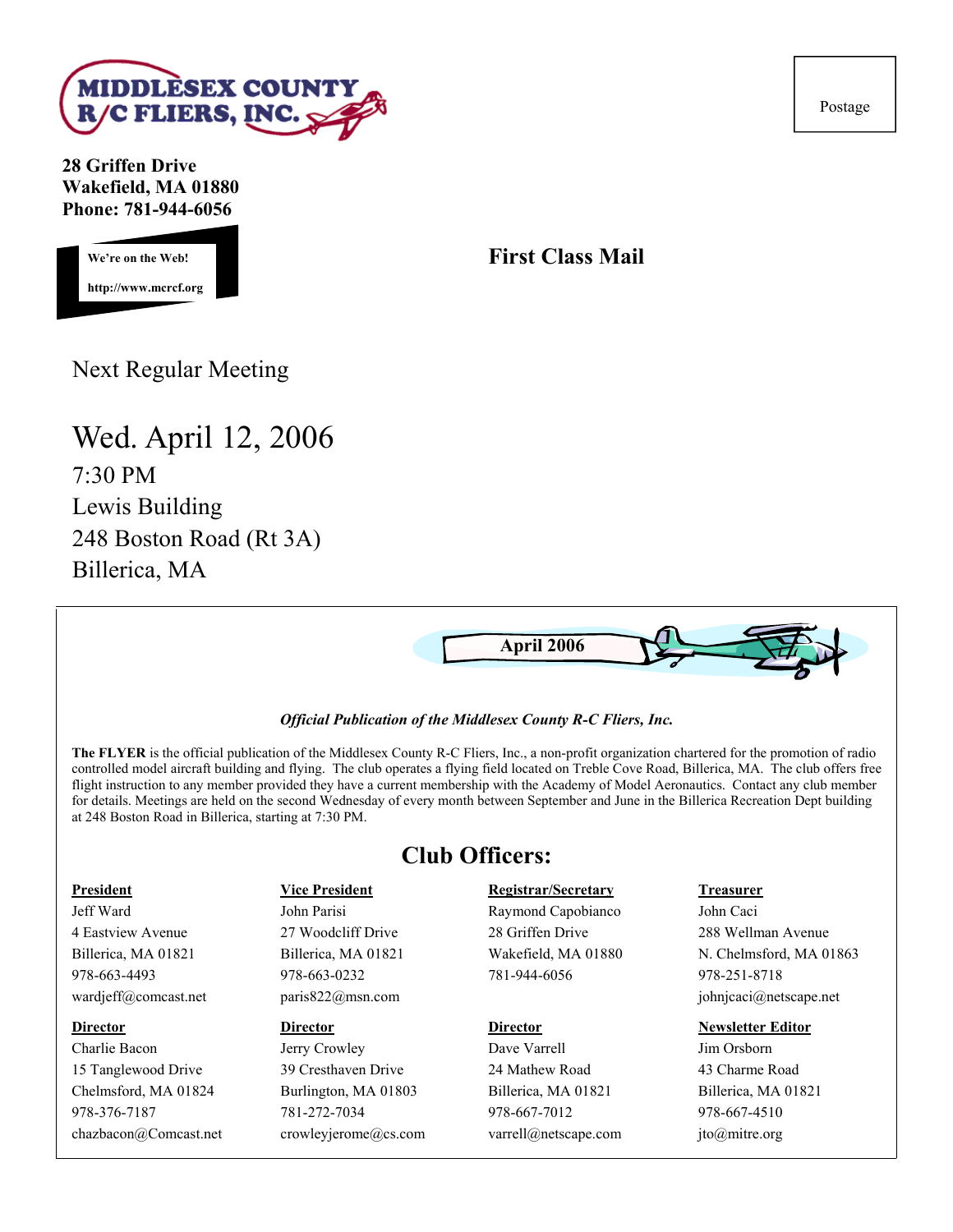MIDDLESEX COUNTY R/C FLIERS, INC.

**28 Griffen Drive**
**Wakefield, MA 01880**
**Phone: 781-944-6056**

**We're on the Web!**

**http://www.mcrcf.org**

Postage

**First Class Mail**

Next Regular Meeting

Wed. April 12, 2006

7:30 PM

Lewis Building

248 Boston Road (Rt 3A)

Billerica, MA

**April 2006**

***Official Publication of the Middlesex County R-C Fliers, Inc.***

**The FLYER** is the official publication of the Middlesex County R-C Fliers, Inc., a non-profit organization chartered for the promotion of radio controlled model aircraft building and flying. The club operates a flying field located on Treble Cove Road, Billerica, MA. The club offers free flight instruction to any member provided they have a current membership with the Academy of Model Aeronautics. Contact any club member for details. Meetings are held on the second Wednesday of every month between September and June in the Billerica Recreation Dept building at 248 Boston Road in Billerica, starting at 7:30 PM.

## Club Officers:

**President**
Jeff Ward
4 Eastview Avenue
Billerica, MA 01821
978-663-4493
wardjeff@comcast.net

**Vice President**
John Parisi
27 Woodcliff Drive
Billerica, MA 01821
978-663-0232
paris822@msn.com

**Registrar/Secretary**
Raymond Capobianco
28 Griffen Drive
Wakefield, MA 01880
781-944-6056

**Treasurer**
John Caci
288 Wellman Avenue
N. Chelmsford, MA 01863
978-251-8718
johnjcaci@netscape.net

**Director**
Charlie Bacon
15 Tanglewood Drive
Chelmsford, MA 01824
978-376-7187
chazbacon@Comcast.net

**Director**
Jerry Crowley
39 Cresthaven Drive
Burlington, MA 01803
781-272-7034
crowleyjerome@cs.com

**Director**
Dave Varrell
24 Mathew Road
Billerica, MA 01821
978-667-7012
varrell@netscape.com

**Newsletter Editor**
Jim Orsborn
43 Charme Road
Billerica, MA 01821
978-667-4510
jto@mitre.org